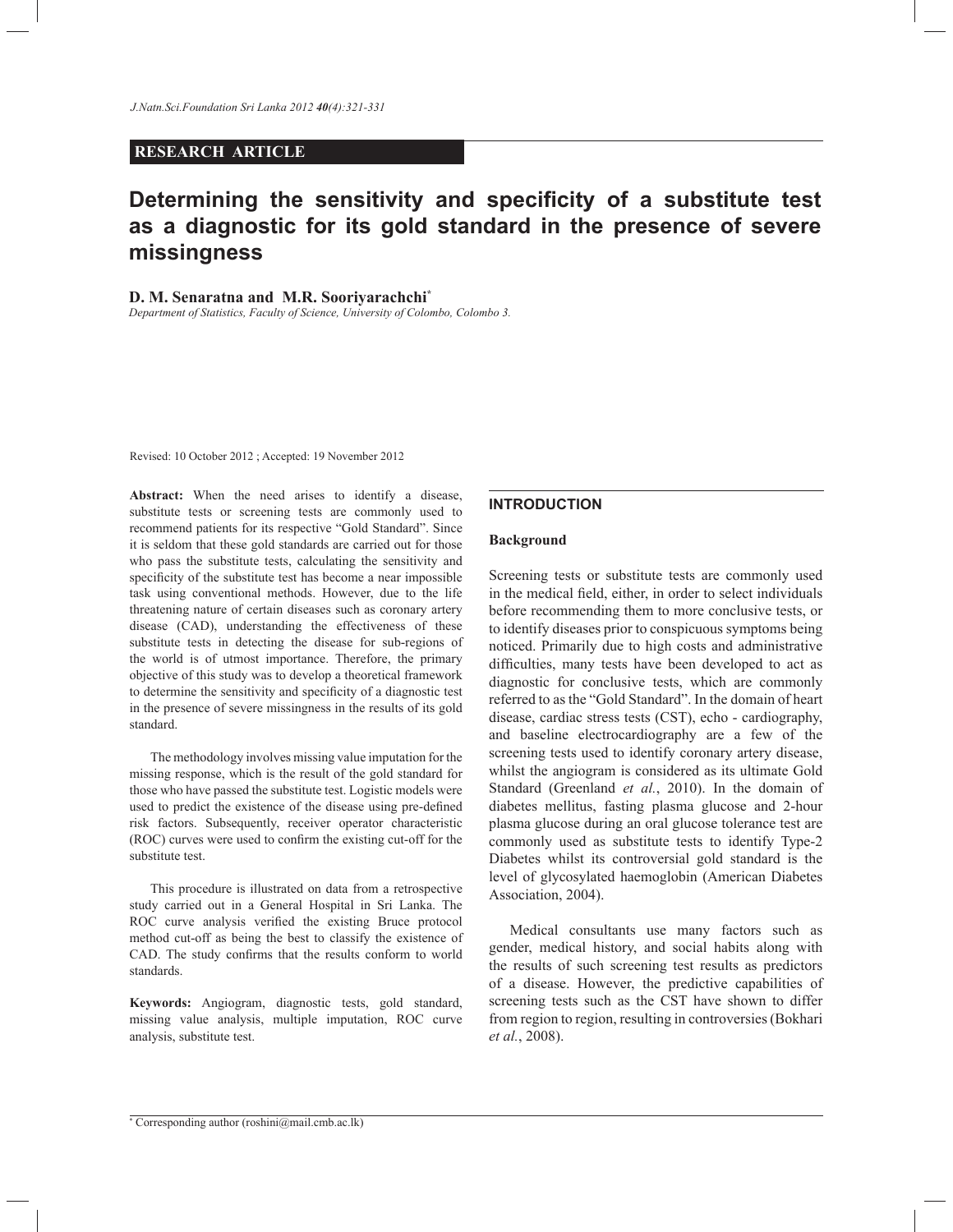**RESEARCH ARTICLE**

# Determining the sensitivity and specificity of a substitute test as a diagnostic for its gold standard in the presence of severe missingness

**D. M. Senaratna and M.R. Sooriyarachchi***

*Department of Statistics, Faculty of Science, University of Colombo, Colombo 3.*

Revised: 10 October 2012 ; Accepted: 19 November 2012

**Abstract:** When the need arises to identify a disease, substitute tests or screening tests are commonly used to recommend patients for its respective "Gold Standard". Since it is seldom that these gold standards are carried out for those who pass the substitute tests, calculating the sensitivity and specificity of the substitute test has become a near impossible task using conventional methods. However, due to the life threatening nature of certain diseases such as coronary artery disease (CAD), understanding the effectiveness of these substitute tests in detecting the disease for sub-regions of the world is of utmost importance. Therefore, the primary objective of this study was to develop a theoretical framework to determine the sensitivity and specificity of a diagnostic test in the presence of severe missingness in the results of its gold standard.

The methodology involves missing value imputation for the missing response, which is the result of the gold standard for those who have passed the substitute test. Logistic models were used to predict the existence of the disease using pre-defined risk factors. Subsequently, receiver operator characteristic (ROC) curves were used to confirm the existing cut-off for the substitute test.

This procedure is illustrated on data from a retrospective study carried out in a General Hospital in Sri Lanka. The ROC curve analysis verified the existing Bruce protocol method cut-off as being the best to classify the existence of CAD. The study confirms that the results conform to world standards.

**Keywords:** Angiogram, diagnostic tests, gold standard, missing value analysis, multiple imputation, ROC curve analysis, substitute test.

## INTRODUCTION

### Background

Screening tests or substitute tests are commonly used in the medical field, either, in order to select individuals before recommending them to more conclusive tests, or to identify diseases prior to conspicuous symptoms being noticed. Primarily due to high costs and administrative difficulties, many tests have been developed to act as diagnostic for conclusive tests, which are commonly referred to as the "Gold Standard". In the domain of heart disease, cardiac stress tests (CST), echo - cardiography, and baseline electrocardiography are a few of the screening tests used to identify coronary artery disease, whilst the angiogram is considered as its ultimate Gold Standard (Greenland *et al.*, 2010). In the domain of diabetes mellitus, fasting plasma glucose and 2-hour plasma glucose during an oral glucose tolerance test are commonly used as substitute tests to identify Type-2 Diabetes whilst its controversial gold standard is the level of glycosylated haemoglobin (American Diabetes Association, 2004).

Medical consultants use many factors such as gender, medical history, and social habits along with the results of such screening test results as predictors of a disease. However, the predictive capabilities of screening tests such as the CST have shown to differ from region to region, resulting in controversies (Bokhari *et al.*, 2008).

* Corresponding author (roshini@mail.cmb.ac.lk)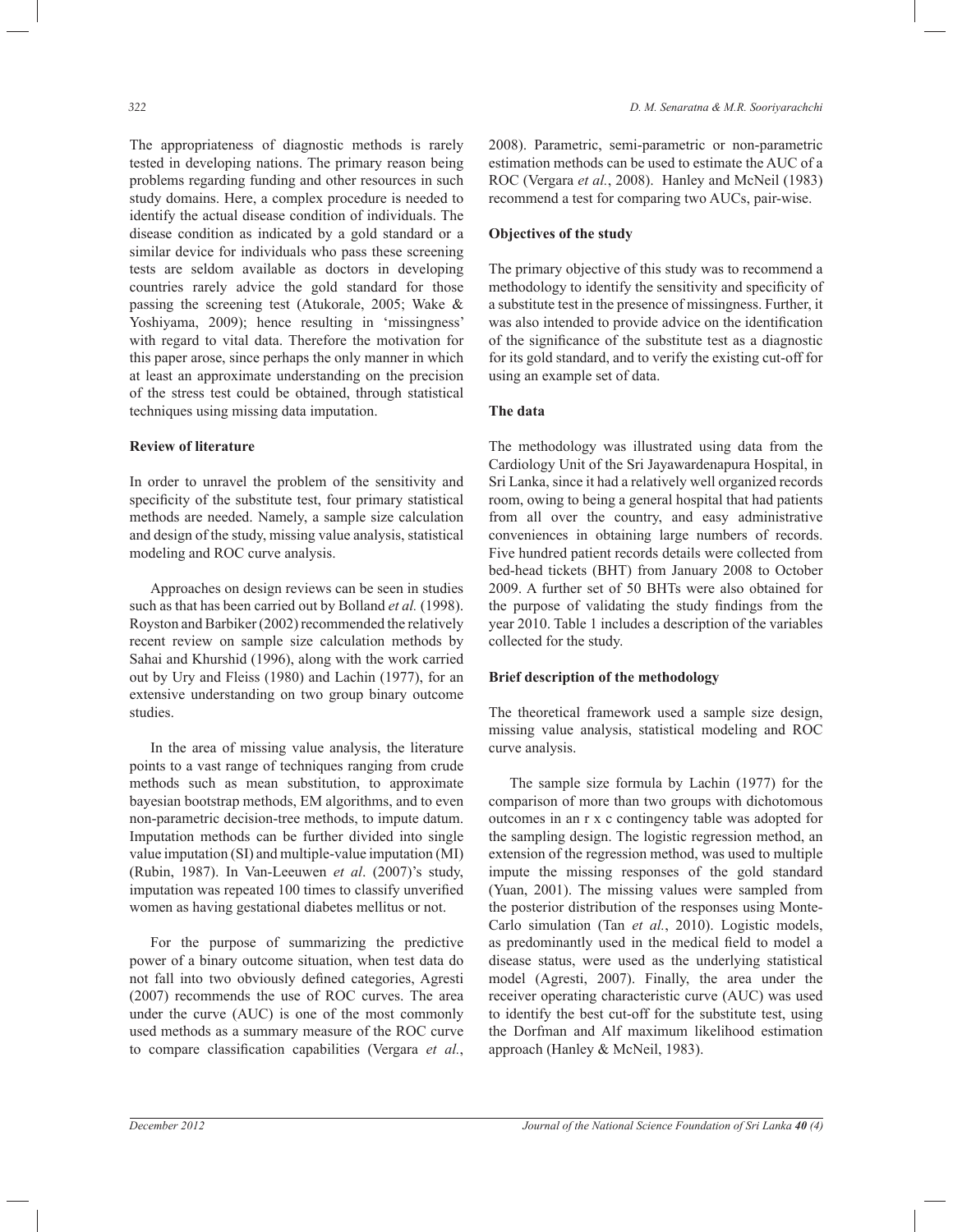The appropriateness of diagnostic methods is rarely tested in developing nations. The primary reason being problems regarding funding and other resources in such study domains. Here, a complex procedure is needed to identify the actual disease condition of individuals. The disease condition as indicated by a gold standard or a similar device for individuals who pass these screening tests are seldom available as doctors in developing countries rarely advice the gold standard for those passing the screening test (Atukorale, 2005; Wake & Yoshiyama, 2009); hence resulting in 'missingness' with regard to vital data. Therefore the motivation for this paper arose, since perhaps the only manner in which at least an approximate understanding on the precision of the stress test could be obtained, through statistical techniques using missing data imputation.

**Review of literature**

In order to unravel the problem of the sensitivity and specificity of the substitute test, four primary statistical methods are needed. Namely, a sample size calculation and design of the study, missing value analysis, statistical modeling and ROC curve analysis.

Approaches on design reviews can be seen in studies such as that has been carried out by Bolland *et al.* (1998). Royston and Barbiker (2002) recommended the relatively recent review on sample size calculation methods by Sahai and Khurshid (1996), along with the work carried out by Ury and Fleiss (1980) and Lachin (1977), for an extensive understanding on two group binary outcome studies.

In the area of missing value analysis, the literature points to a vast range of techniques ranging from crude methods such as mean substitution, to approximate bayesian bootstrap methods, EM algorithms, and to even non-parametric decision-tree methods, to impute datum. Imputation methods can be further divided into single value imputation (SI) and multiple-value imputation (MI) (Rubin, 1987). In Van-Leeuwen *et al*. (2007)'s study, imputation was repeated 100 times to classify unverified women as having gestational diabetes mellitus or not.

For the purpose of summarizing the predictive power of a binary outcome situation, when test data do not fall into two obviously defined categories, Agresti (2007) recommends the use of ROC curves. The area under the curve (AUC) is one of the most commonly used methods as a summary measure of the ROC curve to compare classification capabilities (Vergara *et al.*, 2008). Parametric, semi-parametric or non-parametric estimation methods can be used to estimate the AUC of a ROC (Vergara *et al.*, 2008). Hanley and McNeil (1983) recommend a test for comparing two AUCs, pair-wise.

**Objectives of the study**

The primary objective of this study was to recommend a methodology to identify the sensitivity and specificity of a substitute test in the presence of missingness. Further, it was also intended to provide advice on the identification of the significance of the substitute test as a diagnostic for its gold standard, and to verify the existing cut-off for using an example set of data.

**The data**

The methodology was illustrated using data from the Cardiology Unit of the Sri Jayawardenapura Hospital, in Sri Lanka, since it had a relatively well organized records room, owing to being a general hospital that had patients from all over the country, and easy administrative conveniences in obtaining large numbers of records. Five hundred patient records details were collected from bed-head tickets (BHT) from January 2008 to October 2009. A further set of 50 BHTs were also obtained for the purpose of validating the study findings from the year 2010. Table 1 includes a description of the variables collected for the study.

**Brief description of the methodology**

The theoretical framework used a sample size design, missing value analysis, statistical modeling and ROC curve analysis.

The sample size formula by Lachin (1977) for the comparison of more than two groups with dichotomous outcomes in an r x c contingency table was adopted for the sampling design. The logistic regression method, an extension of the regression method, was used to multiple impute the missing responses of the gold standard (Yuan, 2001). The missing values were sampled from the posterior distribution of the responses using Monte-Carlo simulation (Tan *et al.*, 2010). Logistic models, as predominantly used in the medical field to model a disease status, were used as the underlying statistical model (Agresti, 2007). Finally, the area under the receiver operating characteristic curve (AUC) was used to identify the best cut-off for the substitute test, using the Dorfman and Alf maximum likelihood estimation approach (Hanley & McNeil, 1983).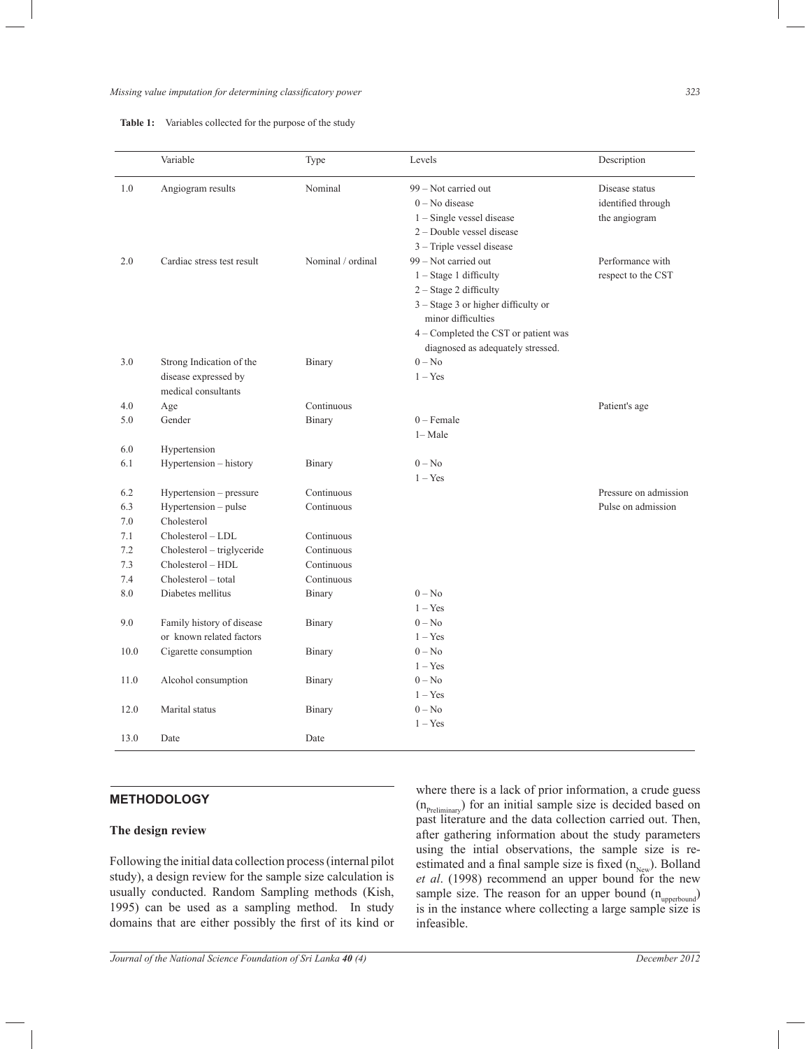**Table 1:** Variables collected for the purpose of the study

| | Variable | Type | Levels | Description |
|---|---|---|---|---|
| 1.0 | Angiogram results | Nominal | 99 – Not carried out<br>0 – No disease<br>1 – Single vessel disease<br>2 – Double vessel disease<br>3 – Triple vessel disease | Disease status identified through the angiogram |
| 2.0 | Cardiac stress test result | Nominal / ordinal | 99 – Not carried out<br>1 – Stage 1 difficulty<br>2 – Stage 2 difficulty<br>3 – Stage 3 or higher difficulty or minor difficulties<br>4 – Completed the CST or patient was diagnosed as adequately stressed. | Performance with respect to the CST |
| 3.0 | Strong Indication of the disease expressed by medical consultants | Binary | 0 – No<br>1 – Yes | |
| 4.0 | Age | Continuous | | Patient's age |
| 5.0 | Gender | Binary | 0 – Female<br>1– Male | |
| 6.0 | Hypertension | | | |
| 6.1 | Hypertension – history | Binary | 0 – No<br>1 – Yes | |
| 6.2 | Hypertension – pressure | Continuous | | Pressure on admission |
| 6.3 | Hypertension – pulse | Continuous | | Pulse on admission |
| 7.0 | Cholesterol | | | |
| 7.1 | Cholesterol – LDL | Continuous | | |
| 7.2 | Cholesterol – triglyceride | Continuous | | |
| 7.3 | Cholesterol – HDL | Continuous | | |
| 7.4 | Cholesterol – total | Continuous | | |
| 8.0 | Diabetes mellitus | Binary | 0 – No<br>1 – Yes | |
| 9.0 | Family history of disease or known related factors | Binary | 0 – No<br>1 – Yes | |
| 10.0 | Cigarette consumption | Binary | 0 – No<br>1 – Yes | |
| 11.0 | Alcohol consumption | Binary | 0 – No<br>1 – Yes | |
| 12.0 | Marital status | Binary | 0 – No<br>1 – Yes | |
| 13.0 | Date | Date | | |

## METHODOLOGY

### The design review

Following the initial data collection process (internal pilot study), a design review for the sample size calculation is usually conducted. Random Sampling methods (Kish, 1995) can be used as a sampling method. In study domains that are either possibly the first of its kind or where there is a lack of prior information, a crude guess ($n_{Preliminary}$) for an initial sample size is decided based on past literature and the data collection carried out. Then, after gathering information about the study parameters using the intial observations, the sample size is re-estimated and a final sample size is fixed ($n_{New}$). Bolland *et al*. (1998) recommend an upper bound for the new sample size. The reason for an upper bound ($n_{upperbound}$) is in the instance where collecting a large sample size is infeasible.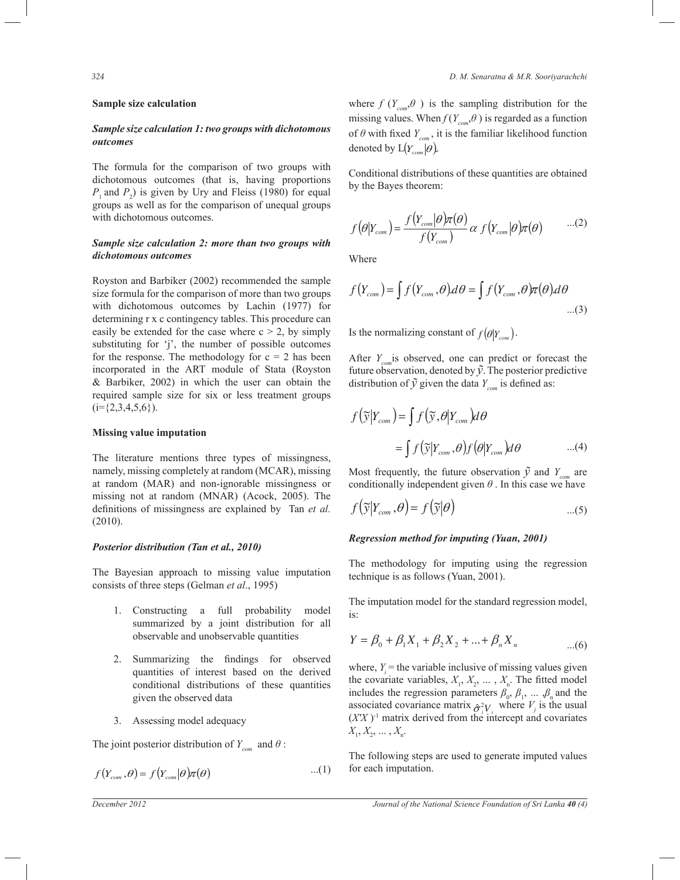**Sample size calculation**

***Sample size calculation 1: two groups with dichotomous outcomes***

The formula for the comparison of two groups with dichotomous outcomes (that is, having proportions $P_1$ and $P_2$) is given by Ury and Fleiss (1980) for equal groups as well as for the comparison of unequal groups with dichotomous outcomes.

***Sample size calculation 2: more than two groups with dichotomous outcomes***

Royston and Barbiker (2002) recommended the sample size formula for the comparison of more than two groups with dichotomous outcomes by Lachin (1977) for determining r x c contingency tables. This procedure can easily be extended for the case where c > 2, by simply substituting for 'j', the number of possible outcomes for the response. The methodology for c = 2 has been incorporated in the ART module of Stata (Royston & Barbiker, 2002) in which the user can obtain the required sample size for six or less treatment groups (i={2,3,4,5,6}).

**Missing value imputation**

The literature mentions three types of missingness, namely, missing completely at random (MCAR), missing at random (MAR) and non-ignorable missingness or missing not at random (MNAR) (Acock, 2005). The definitions of missingness are explained by Tan *et al.* (2010).

***Posterior distribution (Tan et al., 2010)***

The Bayesian approach to missing value imputation consists of three steps (Gelman *et al*., 1995)

1. Constructing a full probability model summarized by a joint distribution for all observable and unobservable quantities
2. Summarizing the findings for observed quantities of interest based on the derived conditional distributions of these quantities given the observed data
3. Assessing model adequacy

The joint posterior distribution of $Y_{com}$ and $\theta$ :

$$f(Y_{com},\theta) = f(Y_{com}|\theta)\pi(\theta) \qquad ...(1)$$

where $f(Y_{com},\theta)$ is the sampling distribution for the missing values. When $f(Y_{com},\theta)$ is regarded as a function of $\theta$ with fixed $Y_{com}$, it is the familiar likelihood function denoted by $L(Y_{com}|\theta)$.

Conditional distributions of these quantities are obtained by the Bayes theorem:

$$f(\theta|Y_{com}) = \frac{f(Y_{com}|\theta)\pi(\theta)}{f(Y_{com})} \alpha \, f(Y_{com}|\theta)\pi(\theta) \qquad ...(2)$$

Where

$$f(Y_{com}) = \int f(Y_{com},\theta).d\theta = \int f(Y_{com},\theta)\pi(\theta).d\theta \qquad ...(3)$$

Is the normalizing constant of $f(\theta|Y_{com})$.

After $Y_{com}$ is observed, one can predict or forecast the future observation, denoted by $\tilde{y}$. The posterior predictive distribution of $\tilde{y}$ given the data $Y_{com}$ is defined as:

$$\begin{aligned} f(\tilde{y}|Y_{com}) &= \int f(\tilde{y},\theta|Y_{com})d\theta \\ &= \int f(\tilde{y}|Y_{com},\theta) f(\theta|Y_{com})d\theta \qquad ...(4) \end{aligned}$$

Most frequently, the future observation $\tilde{y}$ and $Y_{com}$ are conditionally independent given $\theta$ . In this case we have

$$f(\tilde{y}|Y_{com},\theta) = f(\tilde{y}|\theta) \qquad ...(5)$$

***Regression method for imputing (Yuan, 2001)***

The methodology for imputing using the regression technique is as follows (Yuan, 2001).

The imputation model for the standard regression model, is:

$$Y = \beta_0 + \beta_1 X_1 + \beta_2 X_2 + ... + \beta_n X_n \qquad ...(6)$$

where, $Y_i$ = the variable inclusive of missing values given the covariate variables, $X_1, X_2, ... , X_n$. The fitted model includes the regression parameters $\beta_0, \beta_1, ... ,\beta_n$ and the associated covariance matrix $\hat{\sigma}_i^2 V_i$ where $V_j$ is the usual $(X'X)^{-1}$ matrix derived from the intercept and covariates $X_1, X_2, ... , X_n$.

The following steps are used to generate imputed values for each imputation.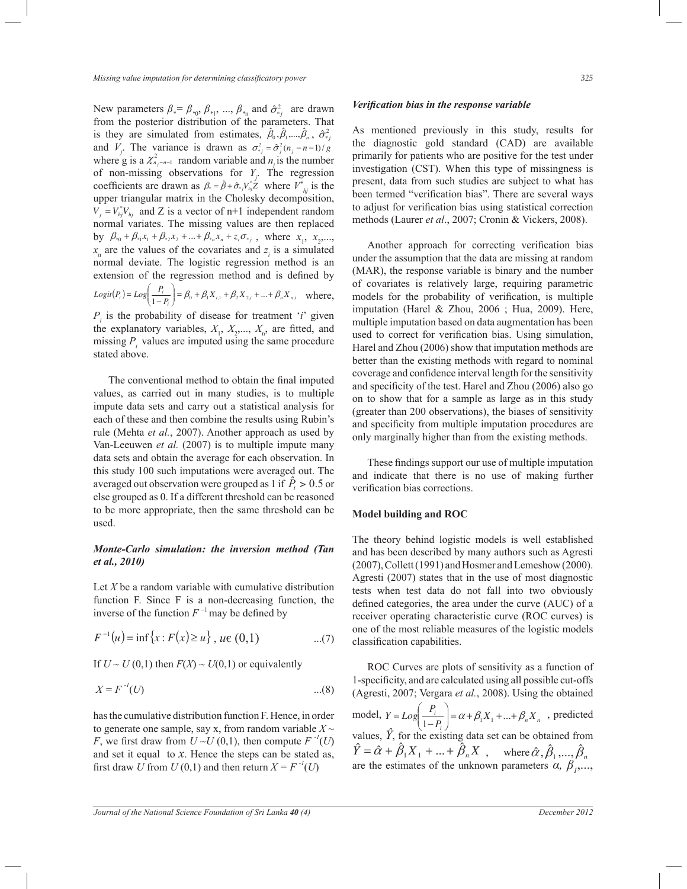New parameters $\beta_* = \beta_{*0}, \beta_{*1}, ..., \beta_{*n}$ and $\hat{\sigma}^2_{*j}$ are drawn from the posterior distribution of the parameters. That is they are simulated from estimates, $\hat{\beta}_0, \hat{\beta}_1, ...., \hat{\beta}_n$, $\hat{\sigma}^2_{*j}$ and $V_j$. The variance is drawn as $\sigma^2_{*j} = \hat{\sigma}^2_j (n_j - n - 1)/g$ where g is a $\chi^2_{n_j - n - 1}$ random variable and $n_j$ is the number of non-missing observations for $Y_j$. The regression coefficients are drawn as $\beta_* = \hat{\beta} + \hat{\sigma}_{*j} V^{*}_{hj} Z$ where $V^{*}_{hj}$ is the upper triangular matrix in the Cholesky decomposition, $V_j = V^{*}_{hj} V_{hj}$ and Z is a vector of n+1 independent random normal variates. The missing values are then replaced by $\beta_{*0} + \beta_{*1}x_1 + \beta_{*2}x_2 + ... + \beta_{*n}x_n + z_i\sigma_{*j}$, where $x_1$, $x_2$,..., $x_n$ are the values of the covariates and $z_i$ is a simulated normal deviate. The logistic regression method is an extension of the regression method and is defined by $Logit(P_i) = Log\left(\frac{P_i}{1-P_i}\right) = \beta_0 + \beta_1 X_{1,i} + \beta_2 X_{2,i} + ... + \beta_n X_{n,i}$ where, $P_i$ is the probability of disease for treatment '$i$' given the explanatory variables, $X_1$, $X_2$,..., $X_n$, are fitted, and missing $P_i$ values are imputed using the same procedure stated above.

The conventional method to obtain the final imputed values, as carried out in many studies, is to multiple impute data sets and carry out a statistical analysis for each of these and then combine the results using Rubin's rule (Mehta *et al.*, 2007). Another approach as used by Van-Leeuwen *et al.* (2007) is to multiple impute many data sets and obtain the average for each observation. In this study 100 such imputations were averaged out. The averaged out observation were grouped as 1 if $\hat{P}_i > 0.5$ or else grouped as 0. If a different threshold can be reasoned to be more appropriate, then the same threshold can be used.

### *Monte-Carlo simulation: the inversion method (Tan et al., 2010)*

Let $X$ be a random variable with cumulative distribution function F. Since F is a non-decreasing function, the inverse of the function $F^{-1}$ may be defined by

$$F^{-1}(u) = \inf\{x : F(x) \geq u\},\ u \in (0,1) \qquad ...(7)$$

If $U \sim U(0,1)$ then $F(X) \sim U(0,1)$ or equivalently

$$X = F^{-1}(U) \qquad ...(8)$$

has the cumulative distribution function F. Hence, in order to generate one sample, say x, from random variable $X \sim F$, we first draw from $U \sim U(0,1)$, then compute $F^{-1}(U)$ and set it equal to $x$. Hence the steps can be stated as, first draw $U$ from $U(0,1)$ and then return $X = F^{-1}(U)$

### *Verification bias in the response variable*

As mentioned previously in this study, results for the diagnostic gold standard (CAD) are available primarily for patients who are positive for the test under investigation (CST). When this type of missingness is present, data from such studies are subject to what has been termed "verification bias". There are several ways to adjust for verification bias using statistical correction methods (Laurer *et al*., 2007; Cronin & Vickers, 2008).

Another approach for correcting verification bias under the assumption that the data are missing at random (MAR), the response variable is binary and the number of covariates is relatively large, requiring parametric models for the probability of verification, is multiple imputation (Harel & Zhou, 2006 ; Hua, 2009). Here, multiple imputation based on data augmentation has been used to correct for verification bias. Using simulation, Harel and Zhou (2006) show that imputation methods are better than the existing methods with regard to nominal coverage and confidence interval length for the sensitivity and specificity of the test. Harel and Zhou (2006) also go on to show that for a sample as large as in this study (greater than 200 observations), the biases of sensitivity and specificity from multiple imputation procedures are only marginally higher than from the existing methods.

These findings support our use of multiple imputation and indicate that there is no use of making further verification bias corrections.

### **Model building and ROC**

The theory behind logistic models is well established and has been described by many authors such as Agresti (2007), Collett (1991) and Hosmer and Lemeshow (2000). Agresti (2007) states that in the use of most diagnostic tests when test data do not fall into two obviously defined categories, the area under the curve (AUC) of a receiver operating characteristic curve (ROC curves) is one of the most reliable measures of the logistic models classification capabilities.

ROC Curves are plots of sensitivity as a function of 1-specificity, and are calculated using all possible cut-offs (Agresti, 2007; Vergara *et al.*, 2008). Using the obtained model, $Y = Log\left(\frac{P_i}{1-P_i}\right) = \alpha + \beta_1 X_1 + ... + \beta_n X_n$, predicted values, $\hat{Y}$, for the existing data set can be obtained from $\hat{Y} = \hat{\alpha} + \hat{\beta}_1 X_1 + ... + \hat{\beta}_n X$, where $\hat{\alpha}, \hat{\beta}_1, ..., \hat{\beta}_n$ are the estimates of the unknown parameters $\alpha$, $\beta_1$,...,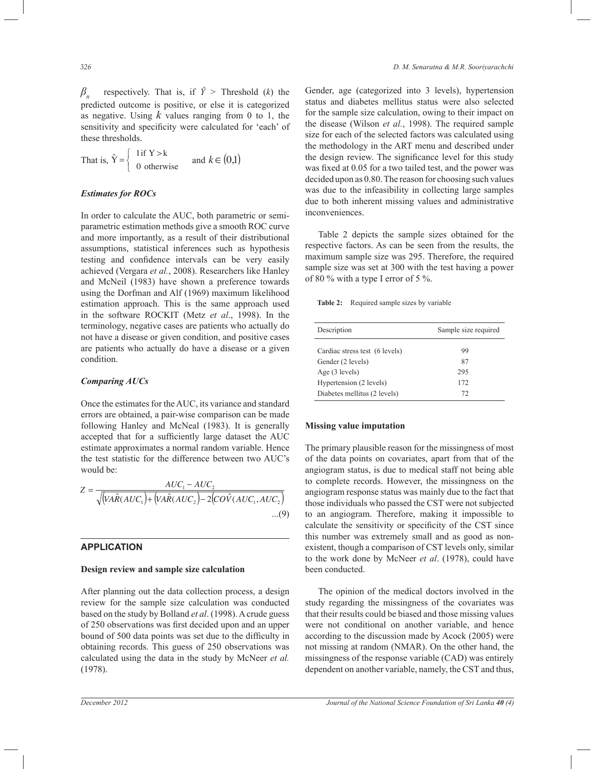$\beta_n$ respectively. That is, if $\hat{Y}$ > Threshold ($k$) the predicted outcome is positive, or else it is categorized as negative. Using $k$ values ranging from 0 to 1, the sensitivity and specificity were calculated for 'each' of these thresholds.

That is, $\hat{Y} = \begin{cases} 1 \text{ if } Y > k \\ 0 \text{ otherwise} \end{cases}$ and $k \in (0,1)$

### *Estimates for ROCs*

In order to calculate the AUC, both parametric or semi-parametric estimation methods give a smooth ROC curve and more importantly, as a result of their distributional assumptions, statistical inferences such as hypothesis testing and confidence intervals can be very easily achieved (Vergara *et al.*, 2008). Researchers like Hanley and McNeil (1983) have shown a preference towards using the Dorfman and Alf (1969) maximum likelihood estimation approach. This is the same approach used in the software ROCKIT (Metz *et al*., 1998). In the terminology, negative cases are patients who actually do not have a disease or given condition, and positive cases are patients who actually do have a disease or a given condition.

### *Comparing AUCs*

Once the estimates for the AUC, its variance and standard errors are obtained, a pair-wise comparison can be made following Hanley and McNeal (1983). It is generally accepted that for a sufficiently large dataset the AUC estimate approximates a normal random variable. Hence the test statistic for the difference between two AUC's would be:

$$Z = \frac{AUC_1 - AUC_2}{\sqrt{\left(V\hat{A}R(AUC_1)\right) + \left(V\hat{A}R(AUC_2)\right) - 2\left(CO\hat{V}(AUC_1, AUC_2)\right)}} \quad ...(9)$$

## APPLICATION

### Design review and sample size calculation

After planning out the data collection process, a design review for the sample size calculation was conducted based on the study by Bolland *et al*. (1998). A crude guess of 250 observations was first decided upon and an upper bound of 500 data points was set due to the difficulty in obtaining records. This guess of 250 observations was calculated using the data in the study by McNeer *et al.* (1978).

Gender, age (categorized into 3 levels), hypertension status and diabetes mellitus status were also selected for the sample size calculation, owing to their impact on the disease (Wilson *et al.*, 1998). The required sample size for each of the selected factors was calculated using the methodology in the ART menu and described under the design review. The significance level for this study was fixed at 0.05 for a two tailed test, and the power was decided upon as 0.80. The reason for choosing such values was due to the infeasibility in collecting large samples due to both inherent missing values and administrative inconveniences.

Table 2 depicts the sample sizes obtained for the respective factors. As can be seen from the results, the maximum sample size was 295. Therefore, the required sample size was set at 300 with the test having a power of 80 % with a type I error of 5 %.

**Table 2:** Required sample sizes by variable

| Description | Sample size required |
|---|---|
| Cardiac stress test (6 levels) | 99 |
| Gender (2 levels) | 87 |
| Age (3 levels) | 295 |
| Hypertension (2 levels) | 172 |
| Diabetes mellitus (2 levels) | 72 |

### Missing value imputation

The primary plausible reason for the missingness of most of the data points on covariates, apart from that of the angiogram status, is due to medical staff not being able to complete records. However, the missingness on the angiogram response status was mainly due to the fact that those individuals who passed the CST were not subjected to an angiogram. Therefore, making it impossible to calculate the sensitivity or specificity of the CST since this number was extremely small and as good as non-existent, though a comparison of CST levels only, similar to the work done by McNeer *et al*. (1978), could have been conducted.

The opinion of the medical doctors involved in the study regarding the missingness of the covariates was that their results could be biased and those missing values were not conditional on another variable, and hence according to the discussion made by Acock (2005) were not missing at random (NMAR). On the other hand, the missingness of the response variable (CAD) was entirely dependent on another variable, namely, the CST and thus,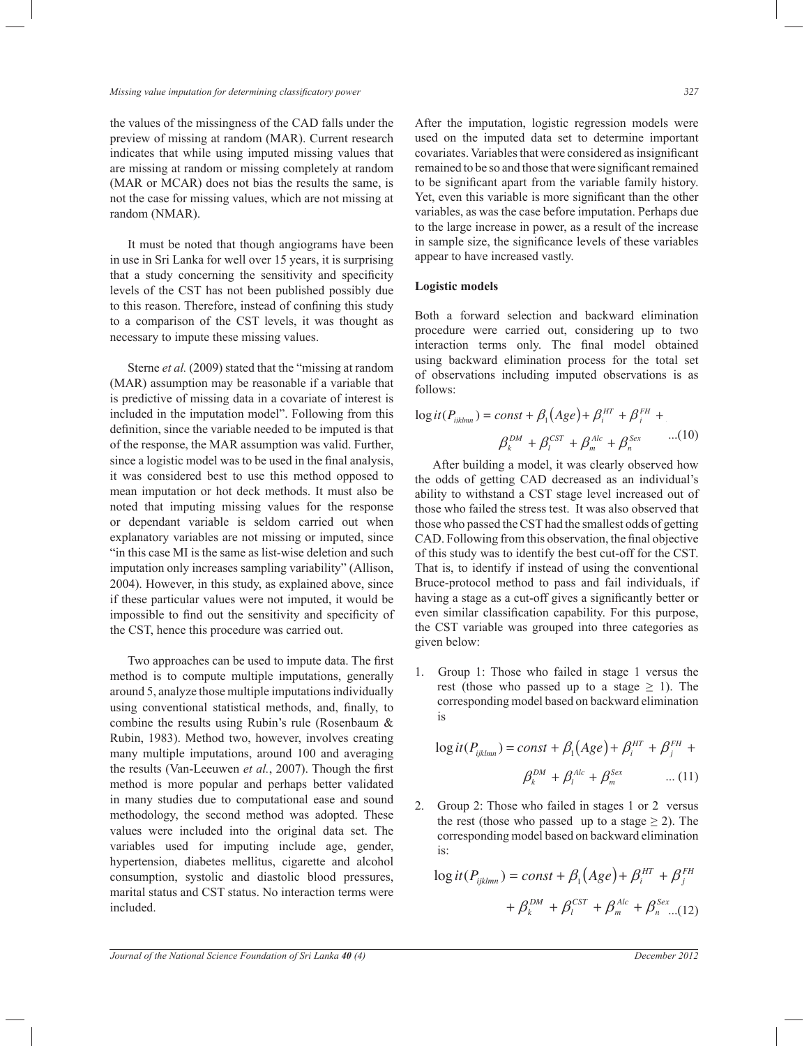the values of the missingness of the CAD falls under the preview of missing at random (MAR). Current research indicates that while using imputed missing values that are missing at random or missing completely at random (MAR or MCAR) does not bias the results the same, is not the case for missing values, which are not missing at random (NMAR).

It must be noted that though angiograms have been in use in Sri Lanka for well over 15 years, it is surprising that a study concerning the sensitivity and specificity levels of the CST has not been published possibly due to this reason. Therefore, instead of confining this study to a comparison of the CST levels, it was thought as necessary to impute these missing values.

Sterne *et al.* (2009) stated that the "missing at random (MAR) assumption may be reasonable if a variable that is predictive of missing data in a covariate of interest is included in the imputation model". Following from this definition, since the variable needed to be imputed is that of the response, the MAR assumption was valid. Further, since a logistic model was to be used in the final analysis, it was considered best to use this method opposed to mean imputation or hot deck methods. It must also be noted that imputing missing values for the response or dependant variable is seldom carried out when explanatory variables are not missing or imputed, since "in this case MI is the same as list-wise deletion and such imputation only increases sampling variability" (Allison, 2004). However, in this study, as explained above, since if these particular values were not imputed, it would be impossible to find out the sensitivity and specificity of the CST, hence this procedure was carried out.

Two approaches can be used to impute data. The first method is to compute multiple imputations, generally around 5, analyze those multiple imputations individually using conventional statistical methods, and, finally, to combine the results using Rubin's rule (Rosenbaum & Rubin, 1983). Method two, however, involves creating many multiple imputations, around 100 and averaging the results (Van-Leeuwen *et al.*, 2007). Though the first method is more popular and perhaps better validated in many studies due to computational ease and sound methodology, the second method was adopted. These values were included into the original data set. The variables used for imputing include age, gender, hypertension, diabetes mellitus, cigarette and alcohol consumption, systolic and diastolic blood pressures, marital status and CST status. No interaction terms were included.

After the imputation, logistic regression models were used on the imputed data set to determine important covariates. Variables that were considered as insignificant remained to be so and those that were significant remained to be significant apart from the variable family history. Yet, even this variable is more significant than the other variables, as was the case before imputation. Perhaps due to the large increase in power, as a result of the increase in sample size, the significance levels of these variables appear to have increased vastly.

**Logistic models**

Both a forward selection and backward elimination procedure were carried out, considering up to two interaction terms only. The final model obtained using backward elimination process for the total set of observations including imputed observations is as follows:

$$\log it(P_{ijklmn}) = const + \beta_1(Age) + \beta_i^{HT} + \beta_i^{FH} + \beta_k^{DM} + \beta_l^{CST} + \beta_m^{Alc} + \beta_n^{Sex} \quad ...(10)$$

After building a model, it was clearly observed how the odds of getting CAD decreased as an individual's ability to withstand a CST stage level increased out of those who failed the stress test. It was also observed that those who passed the CST had the smallest odds of getting CAD. Following from this observation, the final objective of this study was to identify the best cut-off for the CST. That is, to identify if instead of using the conventional Bruce-protocol method to pass and fail individuals, if having a stage as a cut-off gives a significantly better or even similar classification capability. For this purpose, the CST variable was grouped into three categories as given below:

1. Group 1: Those who failed in stage 1 versus the rest (those who passed up to a stage ≥ 1). The corresponding model based on backward elimination is

$$\log it(P_{ijklmn}) = const + \beta_1(Age) + \beta_i^{HT} + \beta_j^{FH} + \beta_k^{DM} + \beta_l^{Alc} + \beta_m^{Sex} \quad ... (11)$$

2. Group 2: Those who failed in stages 1 or 2 versus the rest (those who passed up to a stage ≥ 2). The corresponding model based on backward elimination is:

$$\log it(P_{ijklmn}) = const + \beta_1(Age) + \beta_i^{HT} + \beta_j^{FH} + \beta_k^{DM} + \beta_l^{CST} + \beta_m^{Alc} + \beta_n^{Sex} \quad ...(12)$$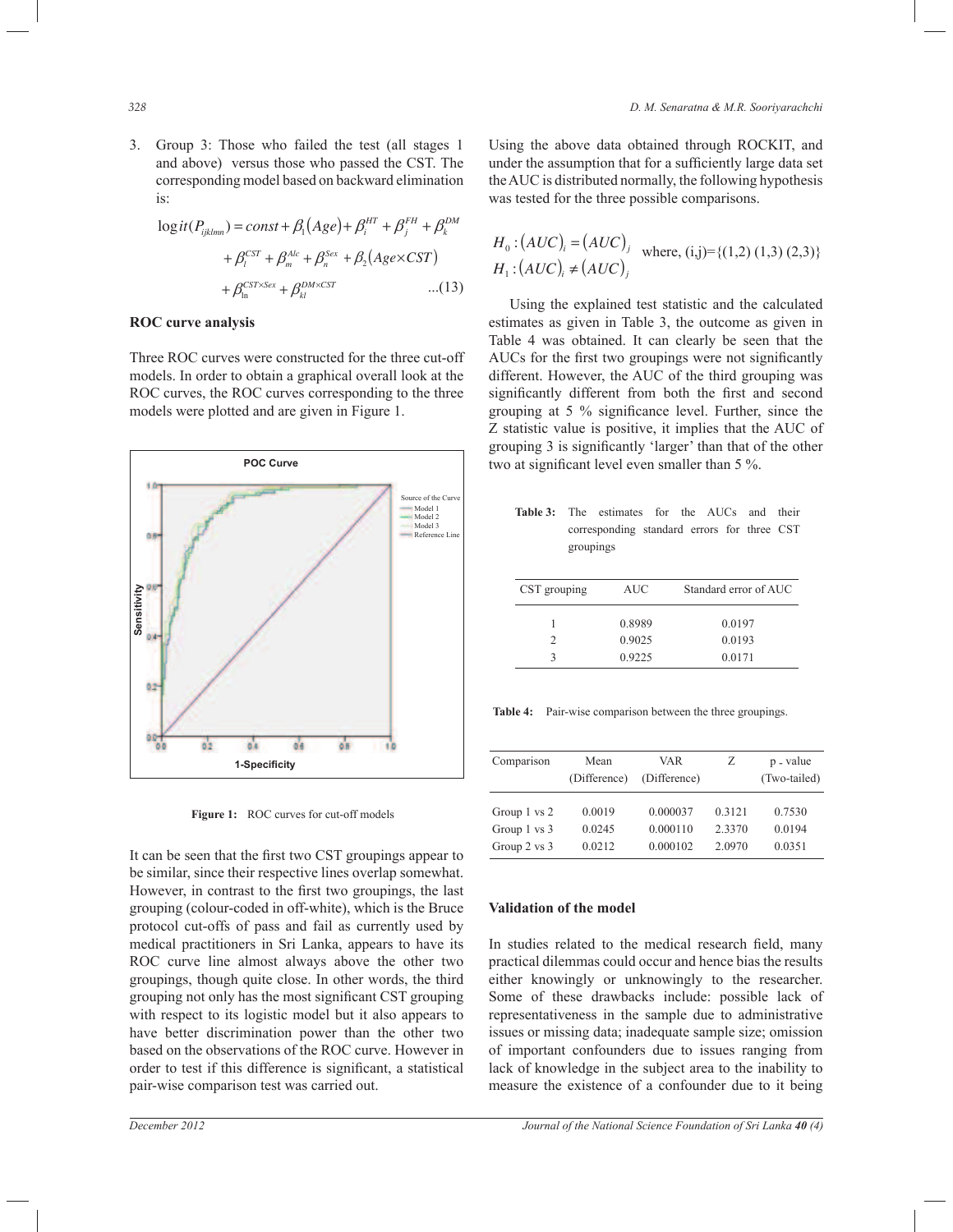3. Group 3: Those who failed the test (all stages 1 and above) versus those who passed the CST. The corresponding model based on backward elimination is:

$$\log it(P_{ijklmn}) = const + \beta_1(Age) + \beta_i^{HT} + \beta_j^{FH} + \beta_k^{DM} + \beta_l^{CST} + \beta_m^{Alc} + \beta_n^{Sex} + \beta_2(Age \times CST) + \beta_{ln}^{CST \times Sex} + \beta_{kl}^{DM \times CST} \quad ...(13)$$

**ROC curve analysis**

Three ROC curves were constructed for the three cut-off models. In order to obtain a graphical overall look at the ROC curves, the ROC curves corresponding to the three models were plotted and are given in Figure 1.

Figure 1: ROC curves for cut-off models

It can be seen that the first two CST groupings appear to be similar, since their respective lines overlap somewhat. However, in contrast to the first two groupings, the last grouping (colour-coded in off-white), which is the Bruce protocol cut-offs of pass and fail as currently used by medical practitioners in Sri Lanka, appears to have its ROC curve line almost always above the other two groupings, though quite close. In other words, the third grouping not only has the most significant CST grouping with respect to its logistic model but it also appears to have better discrimination power than the other two based on the observations of the ROC curve. However in order to test if this difference is significant, a statistical pair-wise comparison test was carried out.

Using the above data obtained through ROCKIT, and under the assumption that for a sufficiently large data set the AUC is distributed normally, the following hypothesis was tested for the three possible comparisons.

$$H_0 : (AUC)_i = (AUC)_j \quad \text{where, (i,j)=\{(1,2) (1,3) (2,3)\}}$$
$$H_1 : (AUC)_i \neq (AUC)_j$$

Using the explained test statistic and the calculated estimates as given in Table 3, the outcome as given in Table 4 was obtained. It can clearly be seen that the AUCs for the first two groupings were not significantly different. However, the AUC of the third grouping was significantly different from both the first and second grouping at 5 % significance level. Further, since the Z statistic value is positive, it implies that the AUC of grouping 3 is significantly 'larger' than that of the other two at significant level even smaller than 5 %.

**Table 3:** The estimates for the AUCs and their corresponding standard errors for three CST groupings

| CST grouping | AUC | Standard error of AUC |
|---|---|---|
| 1 | 0.8989 | 0.0197 |
| 2 | 0.9025 | 0.0193 |
| 3 | 0.9225 | 0.0171 |

**Table 4:** Pair-wise comparison between the three groupings.

| Comparison | Mean (Difference) | VAR (Difference) | Z | p - value (Two-tailed) |
|---|---|---|---|---|
| Group 1 vs 2 | 0.0019 | 0.000037 | 0.3121 | 0.7530 |
| Group 1 vs 3 | 0.0245 | 0.000110 | 2.3370 | 0.0194 |
| Group 2 vs 3 | 0.0212 | 0.000102 | 2.0970 | 0.0351 |

**Validation of the model**

In studies related to the medical research field, many practical dilemmas could occur and hence bias the results either knowingly or unknowingly to the researcher. Some of these drawbacks include: possible lack of representativeness in the sample due to administrative issues or missing data; inadequate sample size; omission of important confounders due to issues ranging from lack of knowledge in the subject area to the inability to measure the existence of a confounder due to it being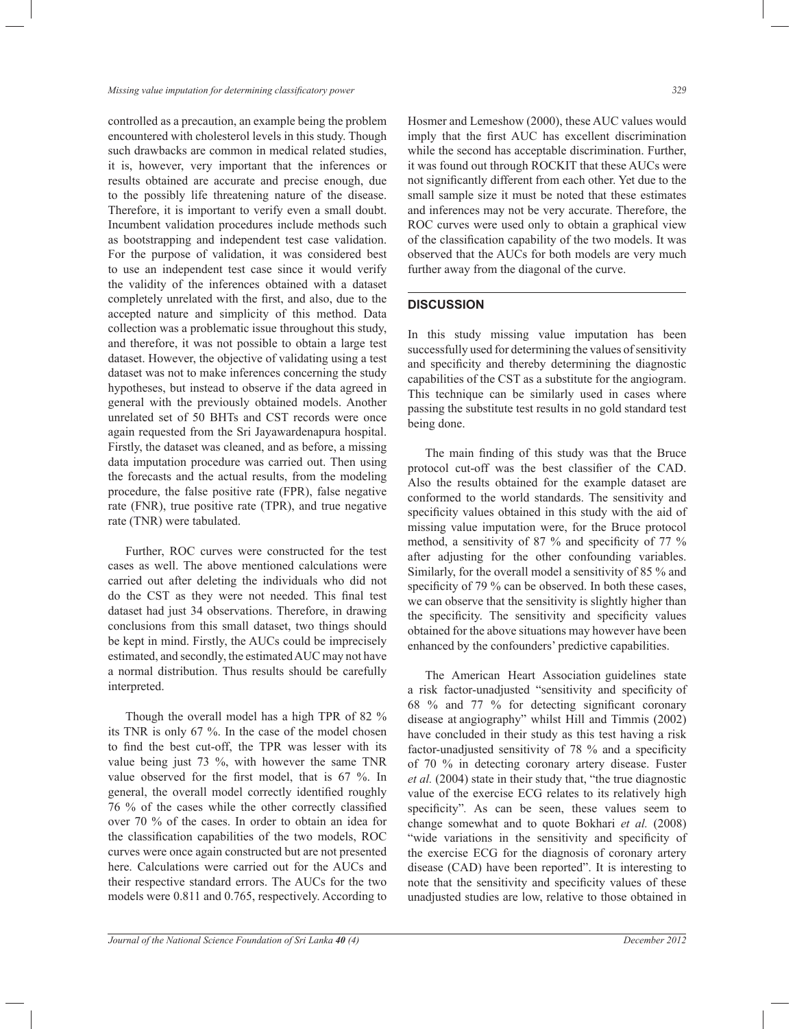controlled as a precaution, an example being the problem encountered with cholesterol levels in this study. Though such drawbacks are common in medical related studies, it is, however, very important that the inferences or results obtained are accurate and precise enough, due to the possibly life threatening nature of the disease. Therefore, it is important to verify even a small doubt. Incumbent validation procedures include methods such as bootstrapping and independent test case validation. For the purpose of validation, it was considered best to use an independent test case since it would verify the validity of the inferences obtained with a dataset completely unrelated with the first, and also, due to the accepted nature and simplicity of this method. Data collection was a problematic issue throughout this study, and therefore, it was not possible to obtain a large test dataset. However, the objective of validating using a test dataset was not to make inferences concerning the study hypotheses, but instead to observe if the data agreed in general with the previously obtained models. Another unrelated set of 50 BHTs and CST records were once again requested from the Sri Jayawardenapura hospital. Firstly, the dataset was cleaned, and as before, a missing data imputation procedure was carried out. Then using the forecasts and the actual results, from the modeling procedure, the false positive rate (FPR), false negative rate (FNR), true positive rate (TPR), and true negative rate (TNR) were tabulated.

Further, ROC curves were constructed for the test cases as well. The above mentioned calculations were carried out after deleting the individuals who did not do the CST as they were not needed. This final test dataset had just 34 observations. Therefore, in drawing conclusions from this small dataset, two things should be kept in mind. Firstly, the AUCs could be imprecisely estimated, and secondly, the estimated AUC may not have a normal distribution. Thus results should be carefully interpreted.

Though the overall model has a high TPR of 82 % its TNR is only 67 %. In the case of the model chosen to find the best cut-off, the TPR was lesser with its value being just 73 %, with however the same TNR value observed for the first model, that is 67 %. In general, the overall model correctly identified roughly 76 % of the cases while the other correctly classified over 70 % of the cases. In order to obtain an idea for the classification capabilities of the two models, ROC curves were once again constructed but are not presented here. Calculations were carried out for the AUCs and their respective standard errors. The AUCs for the two models were 0.811 and 0.765, respectively. According to Hosmer and Lemeshow (2000), these AUC values would imply that the first AUC has excellent discrimination while the second has acceptable discrimination. Further, it was found out through ROCKIT that these AUCs were not significantly different from each other. Yet due to the small sample size it must be noted that these estimates and inferences may not be very accurate. Therefore, the ROC curves were used only to obtain a graphical view of the classification capability of the two models. It was observed that the AUCs for both models are very much further away from the diagonal of the curve.

## DISCUSSION

In this study missing value imputation has been successfully used for determining the values of sensitivity and specificity and thereby determining the diagnostic capabilities of the CST as a substitute for the angiogram. This technique can be similarly used in cases where passing the substitute test results in no gold standard test being done.

The main finding of this study was that the Bruce protocol cut-off was the best classifier of the CAD. Also the results obtained for the example dataset are conformed to the world standards. The sensitivity and specificity values obtained in this study with the aid of missing value imputation were, for the Bruce protocol method, a sensitivity of 87 % and specificity of 77 % after adjusting for the other confounding variables. Similarly, for the overall model a sensitivity of 85 % and specificity of 79 % can be observed. In both these cases, we can observe that the sensitivity is slightly higher than the specificity. The sensitivity and specificity values obtained for the above situations may however have been enhanced by the confounders' predictive capabilities.

The American Heart Association guidelines state a risk factor-unadjusted "sensitivity and specificity of 68 % and 77 % for detecting significant coronary disease at angiography" whilst Hill and Timmis (2002) have concluded in their study as this test having a risk factor-unadjusted sensitivity of 78 % and a specificity of 70 % in detecting coronary artery disease. Fuster *et al.* (2004) state in their study that, "the true diagnostic value of the exercise ECG relates to its relatively high specificity". As can be seen, these values seem to change somewhat and to quote Bokhari *et al.* (2008) "wide variations in the sensitivity and specificity of the exercise ECG for the diagnosis of coronary artery disease (CAD) have been reported". It is interesting to note that the sensitivity and specificity values of these unadjusted studies are low, relative to those obtained in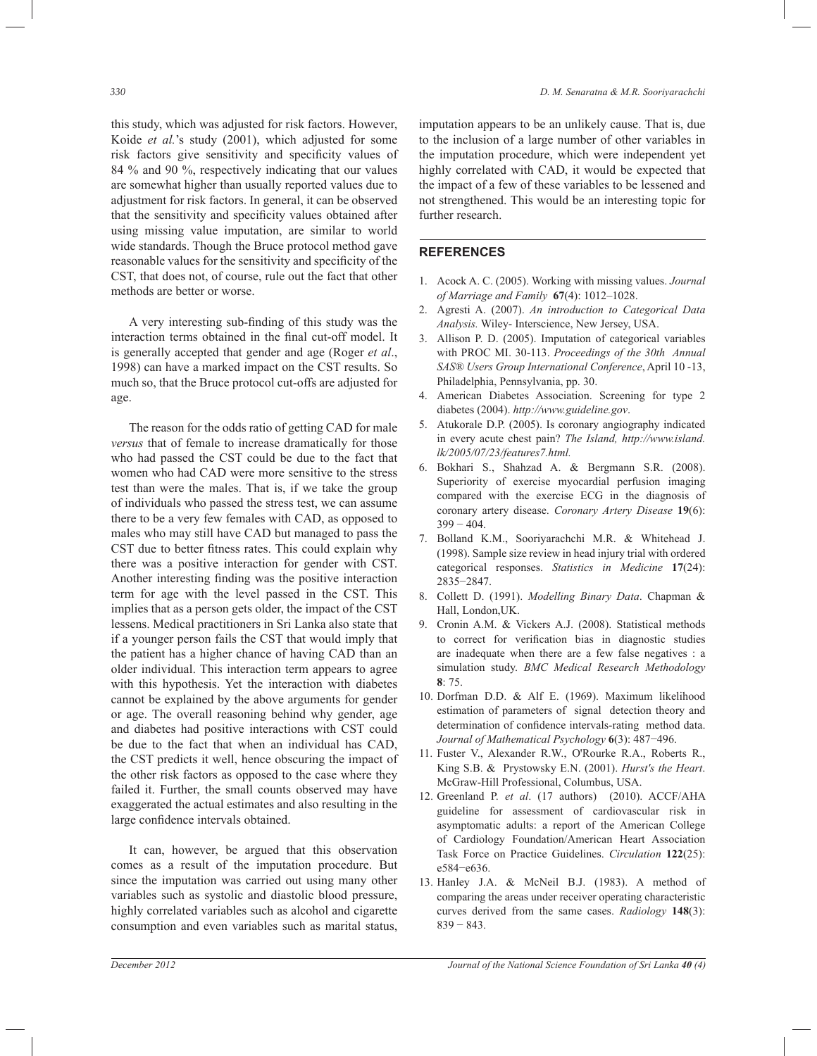this study, which was adjusted for risk factors. However, Koide *et al.*'s study (2001), which adjusted for some risk factors give sensitivity and specificity values of 84 % and 90 %, respectively indicating that our values are somewhat higher than usually reported values due to adjustment for risk factors. In general, it can be observed that the sensitivity and specificity values obtained after using missing value imputation, are similar to world wide standards. Though the Bruce protocol method gave reasonable values for the sensitivity and specificity of the CST, that does not, of course, rule out the fact that other methods are better or worse.

A very interesting sub-finding of this study was the interaction terms obtained in the final cut-off model. It is generally accepted that gender and age (Roger *et al*., 1998) can have a marked impact on the CST results. So much so, that the Bruce protocol cut-offs are adjusted for age.

The reason for the odds ratio of getting CAD for male *versus* that of female to increase dramatically for those who had passed the CST could be due to the fact that women who had CAD were more sensitive to the stress test than were the males. That is, if we take the group of individuals who passed the stress test, we can assume there to be a very few females with CAD, as opposed to males who may still have CAD but managed to pass the CST due to better fitness rates. This could explain why there was a positive interaction for gender with CST. Another interesting finding was the positive interaction term for age with the level passed in the CST. This implies that as a person gets older, the impact of the CST lessens. Medical practitioners in Sri Lanka also state that if a younger person fails the CST that would imply that the patient has a higher chance of having CAD than an older individual. This interaction term appears to agree with this hypothesis. Yet the interaction with diabetes cannot be explained by the above arguments for gender or age. The overall reasoning behind why gender, age and diabetes had positive interactions with CST could be due to the fact that when an individual has CAD, the CST predicts it well, hence obscuring the impact of the other risk factors as opposed to the case where they failed it. Further, the small counts observed may have exaggerated the actual estimates and also resulting in the large confidence intervals obtained.

It can, however, be argued that this observation comes as a result of the imputation procedure. But since the imputation was carried out using many other variables such as systolic and diastolic blood pressure, highly correlated variables such as alcohol and cigarette consumption and even variables such as marital status, imputation appears to be an unlikely cause. That is, due to the inclusion of a large number of other variables in the imputation procedure, which were independent yet highly correlated with CAD, it would be expected that the impact of a few of these variables to be lessened and not strengthened. This would be an interesting topic for further research.

## REFERENCES

1. Acock A. C. (2005). Working with missing values. *Journal of Marriage and Family* **67**(4): 1012–1028.
2. Agresti A. (2007). *An introduction to Categorical Data Analysis.* Wiley- Interscience, New Jersey, USA.
3. Allison P. D. (2005). Imputation of categorical variables with PROC MI. 30-113. *Proceedings of the 30th Annual SAS® Users Group International Conference*, April 10 -13, Philadelphia, Pennsylvania, pp. 30.
4. American Diabetes Association. Screening for type 2 diabetes (2004). *http://www.guideline.gov*.
5. Atukorale D.P. (2005). Is coronary angiography indicated in every acute chest pain? *The Island, http://www.island.lk/2005/07/23/features7.html.*
6. Bokhari S., Shahzad A. & Bergmann S.R. (2008). Superiority of exercise myocardial perfusion imaging compared with the exercise ECG in the diagnosis of coronary artery disease. *Coronary Artery Disease* **19**(6): 399 − 404.
7. Bolland K.M., Sooriyarachchi M.R. & Whitehead J. (1998). Sample size review in head injury trial with ordered categorical responses. *Statistics in Medicine* **17**(24): 2835−2847.
8. Collett D. (1991). *Modelling Binary Data*. Chapman & Hall, London,UK.
9. Cronin A.M. & Vickers A.J. (2008). Statistical methods to correct for verification bias in diagnostic studies are inadequate when there are a few false negatives : a simulation study. *BMC Medical Research Methodology* **8**: 75.
10. Dorfman D.D. & Alf E. (1969). Maximum likelihood estimation of parameters of signal detection theory and determination of confidence intervals-rating method data. *Journal of Mathematical Psychology* **6**(3): 487−496.
11. Fuster V., Alexander R.W., O'Rourke R.A., Roberts R., King S.B. & Prystowsky E.N. (2001). *Hurst's the Heart*. McGraw-Hill Professional, Columbus, USA.
12. Greenland P. *et al*. (17 authors) (2010). ACCF/AHA guideline for assessment of cardiovascular risk in asymptomatic adults: a report of the American College of Cardiology Foundation/American Heart Association Task Force on Practice Guidelines. *Circulation* **122**(25): e584−e636.
13. Hanley J.A. & McNeil B.J. (1983). A method of comparing the areas under receiver operating characteristic curves derived from the same cases. *Radiology* **148**(3): 839 − 843.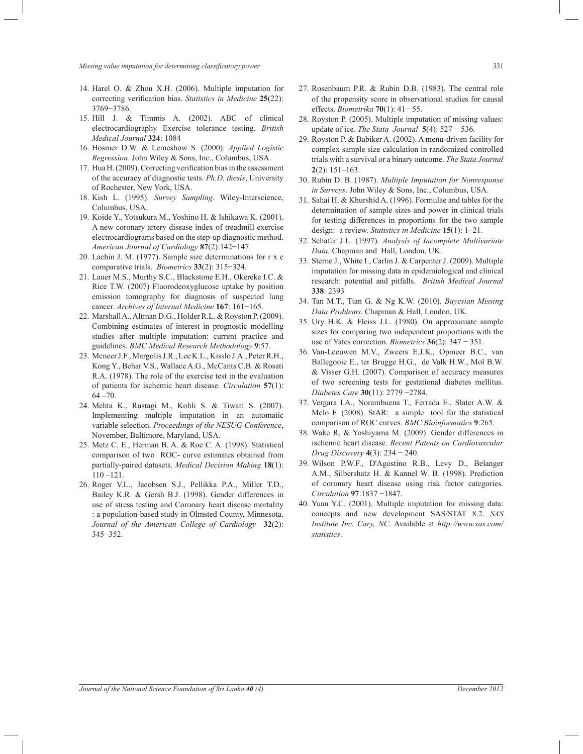14. Harel O. & Zhou X.H. (2006). Multiple imputation for correcting verification bias. *Statistics in Medicine* **25**(22): 3769−3786.
15. Hill J. & Timmis A. (2002). ABC of clinical electrocardiography Exercise tolerance testing. *British Medical Journal* **324**: 1084
16. Hosmer D.W. & Lemeshow S. (2000). *Applied Logistic Regression*. John Wiley & Sons, Inc., Columbus, USA.
17. Hua H. (2009). Correcting verification bias in the assessment of the accuracy of diagnostic tests. *Ph.D. thesis*, University of Rochester, New York, USA.
18. Kish L. (1995). *Survey Sampling*. Wiley-Interscience, Columbus, USA.
19. Koide Y., Yotsukura M., Yoshino H. & Ishikawa K. (2001). A new coronary artery disease index of treadmill exercise electrocardiograms based on the step-up diagnostic method. *American Journal of Cardiology* **87**(2):142−147.
20. Lachin J. M. (1977). Sample size determinations for r x c comparative trials. *Biometrics* **33**(2): 315−324.
21. Lauer M.S., Murthy S.C., Blackstone E.H., Okereke I.C. & Rice T.W. (2007) Fluorodeoxyglucose uptake by position emission tomography for diagnosis of suspected lung cancer. *Archives of Internal Medicine* **167**: 161−165.
22. Marshall A., Altman D.G., Holder R.L. & Royston P. (2009). Combining estimates of interest in prognostic modelling studies after multiple imputation: current practice and guidelines. *BMC Medical Research Methodology* **9**:57.
23. Mcneer J.F., Margolis J.R., Lee K.L., Kisslo J.A., Peter R.H., Kong Y., Behar V.S., Wallace A.G., McCants C.B. & Rosati R.A. (1978). The role of the exercise test in the evaluation of patients for ischemic heart disease. *Circulation* **57**(1): 64 –70.
24. Mehta K., Rustagi M., Kohli S. & Tiwari S. (2007). Implementing multiple imputation in an automatic variable selection. *Proceedings of the NESUG Conference*, November, Baltimore, Maryland, USA.
25. Metz C. E., Herman B. A. & Roe C. A. (1998). Statistical comparison of two ROC- curve estimates obtained from partially-paired datasets. *Medical Decision Making* **18**(1): 110 –121.
26. Roger V.L., Jacobsen S.J., Pellikka P.A., Miller T.D., Bailey K.R. & Gersh B.J. (1998). Gender differences in use of stress testing and Coronary heart disease mortality : a population-based study in Olmsted County, Minnesota. *Journal of the American College of Cardiology* **32**(2): 345−352.
27. Rosenbaum P.R. & Rubin D.B. (1983). The central role of the propensity score in observational studies for causal effects. *Biometrika* **70**(1): 41− 55.
28. Royston P. (2005). Multiple imputation of missing values: update of ice. *The Stata Journal* **5**(4): 527 − 536.
29. Royston P. & Babiker A. (2002). A menu-driven facility for complex sample size calculation in randomized controlled trials with a survival or a binary outcome. *The Stata Journal* **2**(2): 151–163.
30. Rubin D. B. (1987). *Multiple Imputation for Nonresponse in Surveys*. John Wiley & Sons, Inc., Columbus, USA.
31. Sahai H. & Khurshid A. (1996). Formulae and tables for the determination of sample sizes and power in clinical trials for testing differences in proportions for the two sample design: a review. *Statistics in Medicine* **15**(1): 1–21.
32. Schafer J.L. (1997). *Analysis of Incomplete Multivariate Data.* Chapman and Hall, London, UK.
33. Sterne J., White I., Carlin J. & Carpenter J. (2009). Multiple imputation for missing data in epidemiological and clinical research: potential and pitfalls. *British Medical Journal* **338**: 2393
34. Tan M.T., Tian G. & Ng K.W. (2010). *Bayesian Missing Data Problems*. Chapman & Hall, London, UK.
35. Ury H.K. & Fleiss J.L. (1980). On approximate sample sizes for comparing two independent proportions with the use of Yates correction. *Biometrics* **36**(2): 347 − 351.
36. Van-Leeuwen M.V., Zweers E.J.K., Opmeer B.C., van Ballegooie E., ter Brugge H.G., de Valk H.W., Mol B.W. & Visser G.H. (2007). Comparison of accuracy measures of two screening tests for gestational diabetes mellitus. *Diabetes Care* **30**(11): 2779 −2784.
37. Vergara I.A., Norambuena T., Ferrada E., Slater A.W. & Melo F. (2008). StAR: a simple tool for the statistical comparison of ROC curves. *BMC Bioinformatics* **9**:265.
38. Wake R. & Yoshiyama M. (2009). Gender differences in ischemic heart disease. *Recent Patents on Cardiovascular Drug Discovery* **4**(3): 234 − 240.
39. Wilson P.W.F., D'Agostino R.B., Levy D., Belanger A.M., Silbershatz H. & Kannel W. B. (1998). Prediction of coronary heart disease using risk factor categories. *Circulation* **97**:1837 −1847.
40. Yuan Y.C. (2001). Multiple imputation for missing data: concepts and new development SAS/STAT 8.2. *SAS Institute Inc. Cary, NC*. Available at *http://www.sas.com/statistics*.